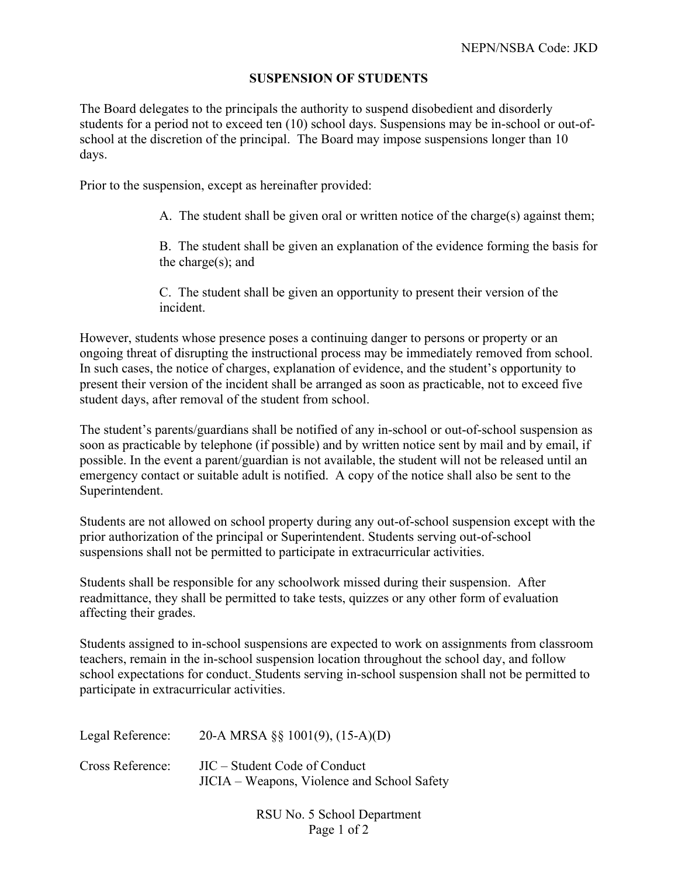NEPN/NSBA Code: JKD

# SUSPENSION OF STUDENTS

The Board delegates to the principals the authority to suspend disobedient and disorderly students for a period not to exceed ten (10) school days. Suspensions may be in-school or out-of-school at the discretion of the principal. The Board may impose suspensions longer than 10 days.

Prior to the suspension, except as hereinafter provided:

A. The student shall be given oral or written notice of the charge(s) against them;

B. The student shall be given an explanation of the evidence forming the basis for the charge(s); and

C. The student shall be given an opportunity to present their version of the incident.

However, students whose presence poses a continuing danger to persons or property or an ongoing threat of disrupting the instructional process may be immediately removed from school. In such cases, the notice of charges, explanation of evidence, and the student's opportunity to present their version of the incident shall be arranged as soon as practicable, not to exceed five student days, after removal of the student from school.

The student's parents/guardians shall be notified of any in-school or out-of-school suspension as soon as practicable by telephone (if possible) and by written notice sent by mail and by email, if possible. In the event a parent/guardian is not available, the student will not be released until an emergency contact or suitable adult is notified. A copy of the notice shall also be sent to the Superintendent.

Students are not allowed on school property during any out-of-school suspension except with the prior authorization of the principal or Superintendent. Students serving out-of-school suspensions shall not be permitted to participate in extracurricular activities.

Students shall be responsible for any schoolwork missed during their suspension. After readmittance, they shall be permitted to take tests, quizzes or any other form of evaluation affecting their grades.

Students assigned to in-school suspensions are expected to work on assignments from classroom teachers, remain in the in-school suspension location throughout the school day, and follow school expectations for conduct. Students serving in-school suspension shall not be permitted to participate in extracurricular activities.

Legal Reference: 20-A MRSA §§ 1001(9), (15-A)(D)

Cross Reference: JIC – Student Code of Conduct
JICIA – Weapons, Violence and School Safety

RSU No. 5 School Department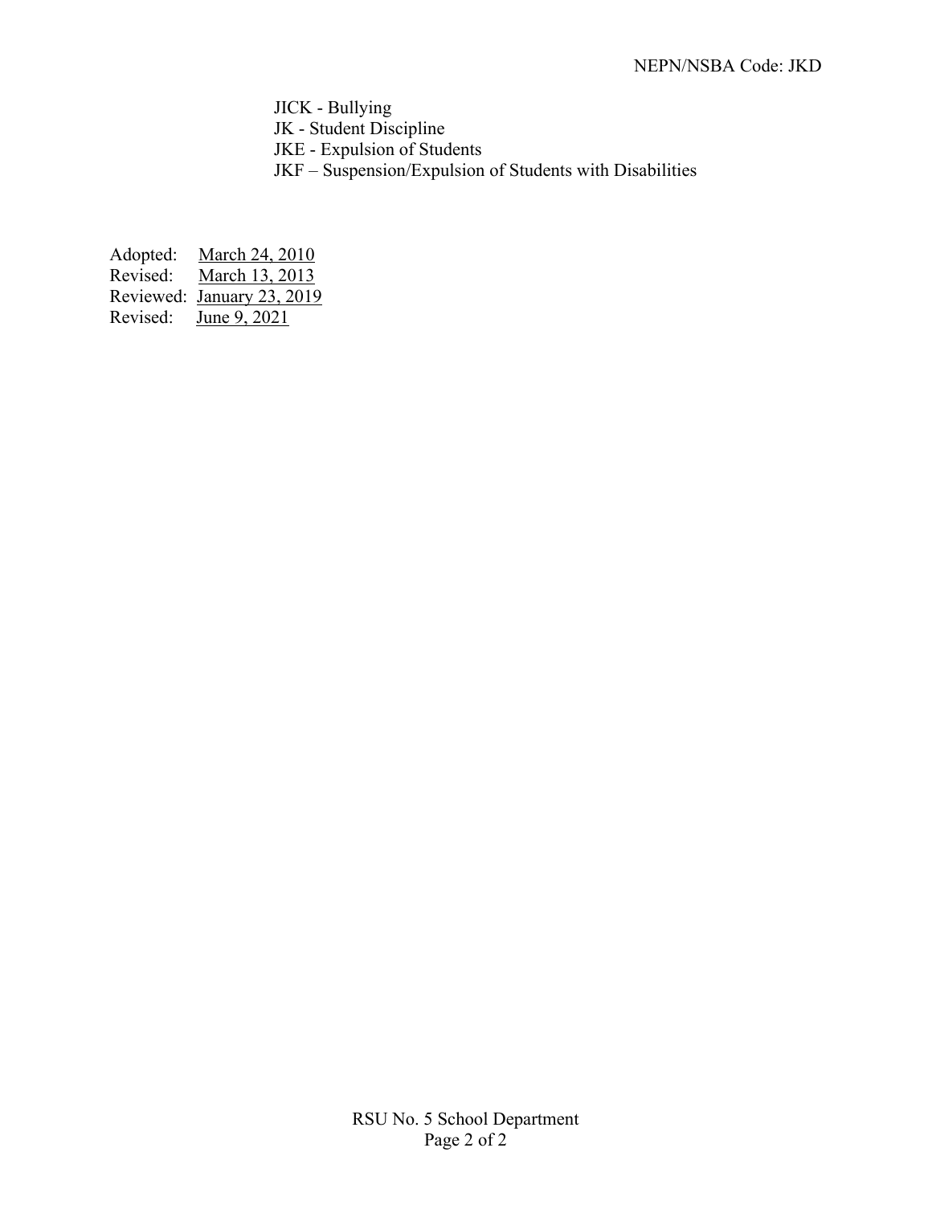JICK - Bullying
JK - Student Discipline
JKE - Expulsion of Students
JKF – Suspension/Expulsion of Students with Disabilities

Adopted: March 24, 2010
Revised: March 13, 2013
Reviewed: January 23, 2019
Revised: June 9, 2021